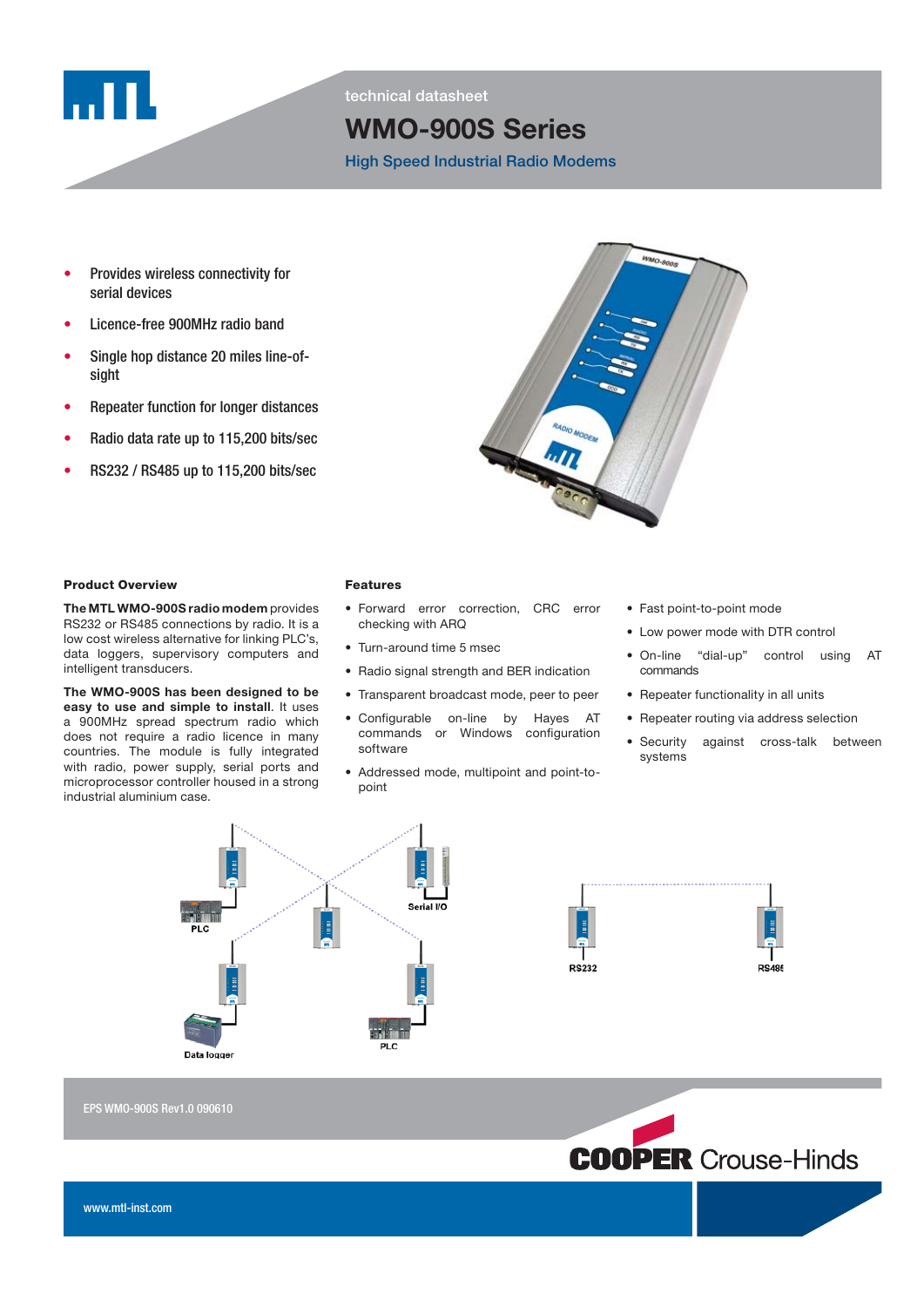technical datasheet

# WMO-900S Series

## High Speed Industrial Radio Modems

- Provides wireless connectivity for serial devices
- Licence-free 900MHz radio band
- Single hop distance 20 miles line-of-sight
- Repeater function for longer distances
- Radio data rate up to 115,200 bits/sec
- RS232 / RS485 up to 115,200 bits/sec

### Product Overview

**The MTL WMO-900S radio modem** provides RS232 or RS485 connections by radio. It is a low cost wireless alternative for linking PLC's, data loggers, supervisory computers and intelligent transducers.

**The WMO-900S has been designed to be easy to use and simple to install**. It uses a 900MHz spread spectrum radio which does not require a radio licence in many countries. The module is fully integrated with radio, power supply, serial ports and microprocessor controller housed in a strong industrial aluminium case.

### Features

- Forward error correction, CRC error checking with ARQ
- Turn-around time 5 msec
- Radio signal strength and BER indication
- Transparent broadcast mode, peer to peer
- Configurable on-line by Hayes AT commands or Windows configuration software
- Addressed mode, multipoint and point-to-point
- Fast point-to-point mode
- Low power mode with DTR control
- On-line "dial-up" control using AT commands
- Repeater functionality in all units
- Repeater routing via address selection
- Security against cross-talk between systems

PLC　Serial I/O　Data logger　PLC　RS232　RS485

EPS WMO-900S Rev1.0 090610

www.mtl-inst.com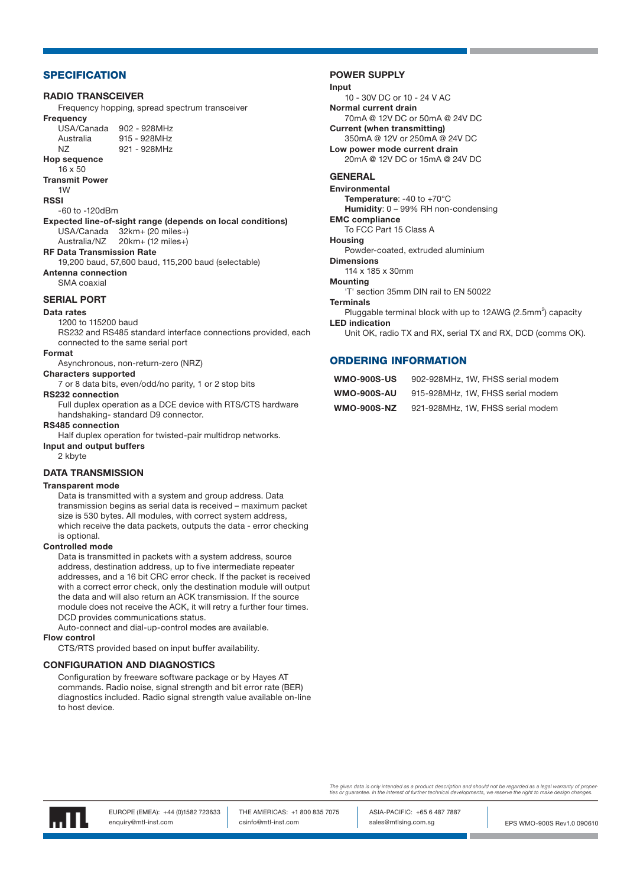## SPECIFICATION

### RADIO TRANSCEIVER

Frequency hopping, spread spectrum transceiver

**Frequency**

| | |
|---|---|
| USA/Canada | 902 - 928MHz |
| Australia | 915 - 928MHz |
| NZ | 921 - 928MHz |

**Hop sequence**
16 x 50

**Transmit Power**
1W

**RSSI**
-60 to -120dBm

**Expected line-of-sight range (depends on local conditions)**

| | |
|---|---|
| USA/Canada | 32km+ (20 miles+) |
| Australia/NZ | 20km+ (12 miles+) |

**RF Data Transmission Rate**
19,200 baud, 57,600 baud, 115,200 baud (selectable)

**Antenna connection**
SMA coaxial

### SERIAL PORT

**Data rates**
1200 to 115200 baud
RS232 and RS485 standard interface connections provided, each connected to the same serial port

**Format**
Asynchronous, non-return-zero (NRZ)

**Characters supported**
7 or 8 data bits, even/odd/no parity, 1 or 2 stop bits

**RS232 connection**
Full duplex operation as a DCE device with RTS/CTS hardware handshaking- standard D9 connector.

**RS485 connection**
Half duplex operation for twisted-pair multidrop networks.

**Input and output buffers**
2 kbyte

### DATA TRANSMISSION

**Transparent mode**
Data is transmitted with a system and group address. Data transmission begins as serial data is received – maximum packet size is 530 bytes. All modules, with correct system address, which receive the data packets, outputs the data - error checking is optional.

**Controlled mode**
Data is transmitted in packets with a system address, source address, destination address, up to five intermediate repeater addresses, and a 16 bit CRC error check. If the packet is received with a correct error check, only the destination module will output the data and will also return an ACK transmission. If the source module does not receive the ACK, it will retry a further four times. DCD provides communications status.
Auto-connect and dial-up-control modes are available.

**Flow control**
CTS/RTS provided based on input buffer availability.

### CONFIGURATION AND DIAGNOSTICS

Configuration by freeware software package or by Hayes AT commands. Radio noise, signal strength and bit error rate (BER) diagnostics included. Radio signal strength value available on-line to host device.

### POWER SUPPLY

**Input**
10 - 30V DC or 10 - 24 V AC

**Normal current drain**
70mA @ 12V DC or 50mA @ 24V DC

**Current (when transmitting)**
350mA @ 12V or 250mA @ 24V DC

**Low power mode current drain**
20mA @ 12V DC or 15mA @ 24V DC

### GENERAL

**Environmental**
**Temperature**: -40 to +70°C
**Humidity**: 0 – 99% RH non-condensing

**EMC compliance**
To FCC Part 15 Class A

**Housing**
Powder-coated, extruded aluminium

**Dimensions**
114 x 185 x 30mm

**Mounting**
'T' section 35mm DIN rail to EN 50022

**Terminals**
Pluggable terminal block with up to 12AWG (2.5mm$^2$) capacity

**LED indication**
Unit OK, radio TX and RX, serial TX and RX, DCD (comms OK).

## ORDERING INFORMATION

| | |
|---|---|
| **WMO-900S-US** | 902-928MHz, 1W, FHSS serial modem |
| **WMO-900S-AU** | 915-928MHz, 1W, FHSS serial modem |
| **WMO-900S-NZ** | 921-928MHz, 1W, FHSS serial modem |

*The given data is only intended as a product description and should not be regarded as a legal warranty of properties or guarantee. In the interest of further technical developments, we reserve the right to make design changes.*

EUROPE (EMEA): +44 (0)1582 723633 enquiry@mtl-inst.com | THE AMERICAS: +1 800 835 7075 csinfo@mtl-inst.com | ASIA-PACIFIC: +65 6 487 7887 sales@mtlsing.com.sg

EPS WMO-900S Rev1.0 090610